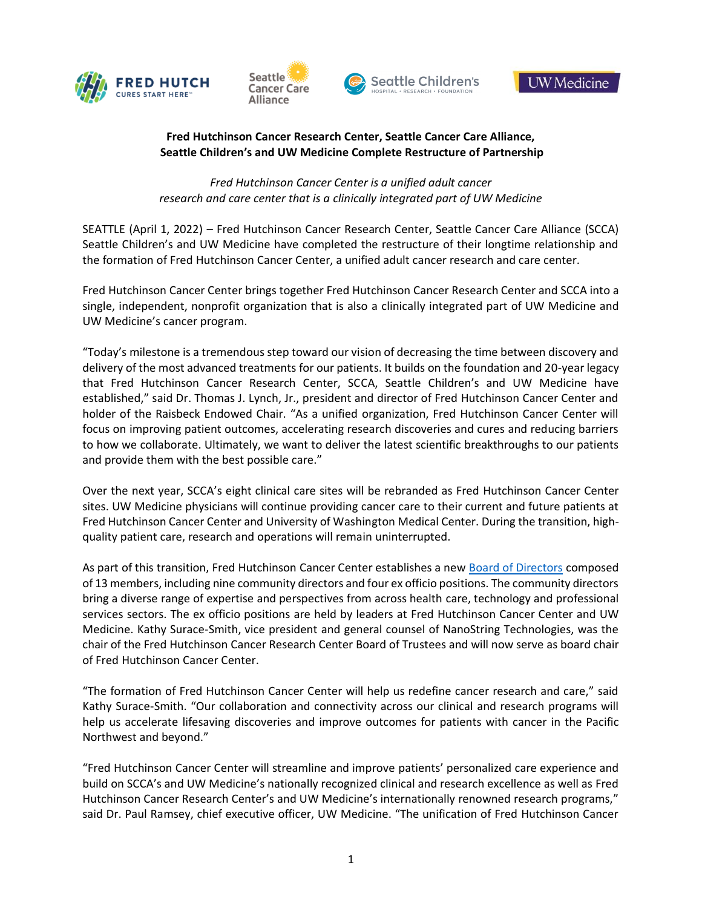**Fred Hutchinson Cancer Research Center, Seattle Cancer Care Alliance, Seattle Children's and UW Medicine Complete Restructure of Partnership**

*Fred Hutchinson Cancer Center is a unified adult cancer research and care center that is a clinically integrated part of UW Medicine*

SEATTLE (April 1, 2022) – Fred Hutchinson Cancer Research Center, Seattle Cancer Care Alliance (SCCA) Seattle Children's and UW Medicine have completed the restructure of their longtime relationship and the formation of Fred Hutchinson Cancer Center, a unified adult cancer research and care center.

Fred Hutchinson Cancer Center brings together Fred Hutchinson Cancer Research Center and SCCA into a single, independent, nonprofit organization that is also a clinically integrated part of UW Medicine and UW Medicine's cancer program.

"Today's milestone is a tremendous step toward our vision of decreasing the time between discovery and delivery of the most advanced treatments for our patients. It builds on the foundation and 20-year legacy that Fred Hutchinson Cancer Research Center, SCCA, Seattle Children's and UW Medicine have established," said Dr. Thomas J. Lynch, Jr., president and director of Fred Hutchinson Cancer Center and holder of the Raisbeck Endowed Chair. "As a unified organization, Fred Hutchinson Cancer Center will focus on improving patient outcomes, accelerating research discoveries and cures and reducing barriers to how we collaborate. Ultimately, we want to deliver the latest scientific breakthroughs to our patients and provide them with the best possible care."

Over the next year, SCCA's eight clinical care sites will be rebranded as Fred Hutchinson Cancer Center sites. UW Medicine physicians will continue providing cancer care to their current and future patients at Fred Hutchinson Cancer Center and University of Washington Medical Center. During the transition, high-quality patient care, research and operations will remain uninterrupted.

As part of this transition, Fred Hutchinson Cancer Center establishes a new Board of Directors composed of 13 members, including nine community directors and four ex officio positions. The community directors bring a diverse range of expertise and perspectives from across health care, technology and professional services sectors. The ex officio positions are held by leaders at Fred Hutchinson Cancer Center and UW Medicine. Kathy Surace-Smith, vice president and general counsel of NanoString Technologies, was the chair of the Fred Hutchinson Cancer Research Center Board of Trustees and will now serve as board chair of Fred Hutchinson Cancer Center.

"The formation of Fred Hutchinson Cancer Center will help us redefine cancer research and care," said Kathy Surace-Smith. "Our collaboration and connectivity across our clinical and research programs will help us accelerate lifesaving discoveries and improve outcomes for patients with cancer in the Pacific Northwest and beyond."

"Fred Hutchinson Cancer Center will streamline and improve patients' personalized care experience and build on SCCA's and UW Medicine's nationally recognized clinical and research excellence as well as Fred Hutchinson Cancer Research Center's and UW Medicine's internationally renowned research programs," said Dr. Paul Ramsey, chief executive officer, UW Medicine. "The unification of Fred Hutchinson Cancer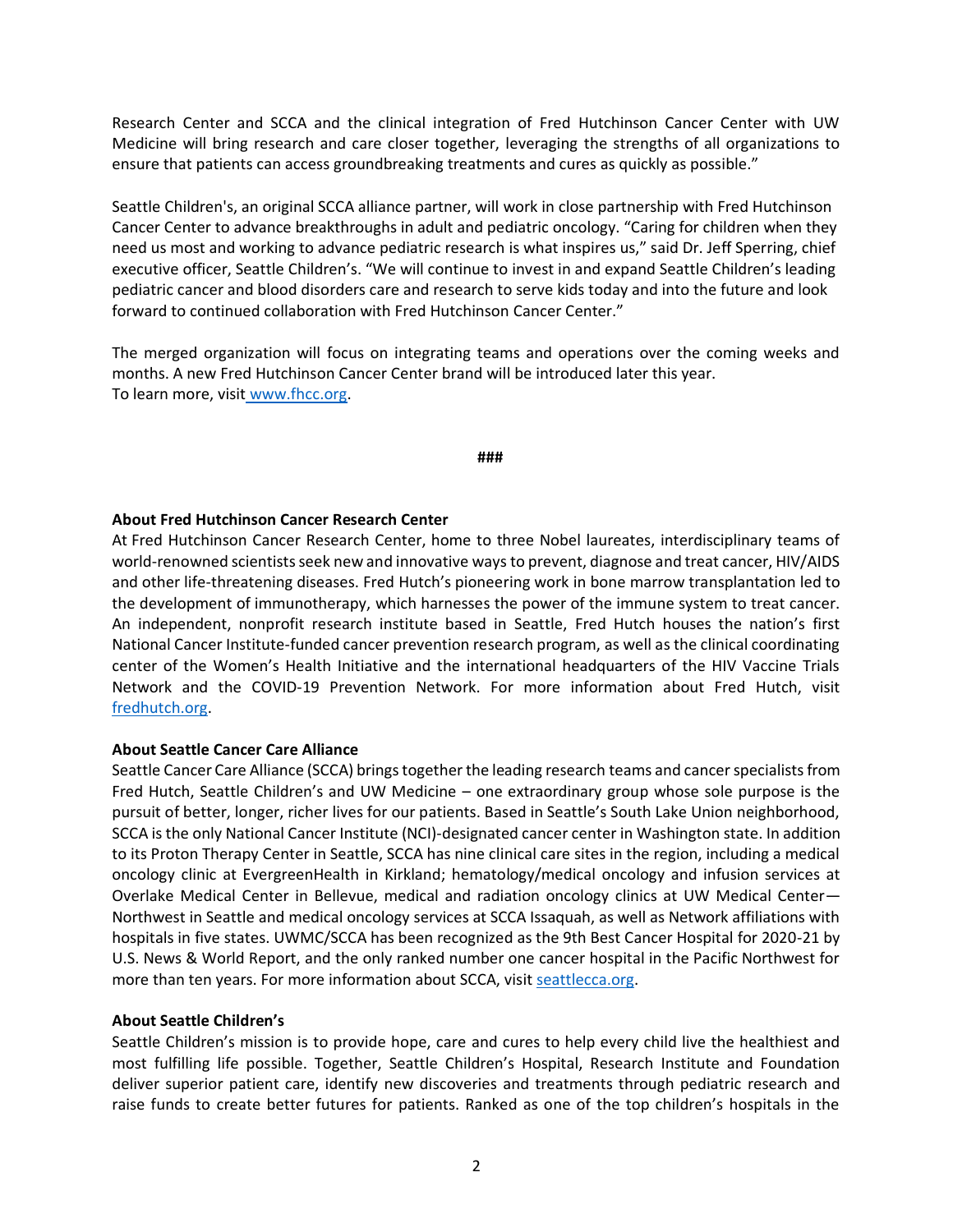Research Center and SCCA and the clinical integration of Fred Hutchinson Cancer Center with UW Medicine will bring research and care closer together, leveraging the strengths of all organizations to ensure that patients can access groundbreaking treatments and cures as quickly as possible."

Seattle Children's, an original SCCA alliance partner, will work in close partnership with Fred Hutchinson Cancer Center to advance breakthroughs in adult and pediatric oncology. "Caring for children when they need us most and working to advance pediatric research is what inspires us," said Dr. Jeff Sperring, chief executive officer, Seattle Children's. "We will continue to invest in and expand Seattle Children's leading pediatric cancer and blood disorders care and research to serve kids today and into the future and look forward to continued collaboration with Fred Hutchinson Cancer Center."

The merged organization will focus on integrating teams and operations over the coming weeks and months. A new Fred Hutchinson Cancer Center brand will be introduced later this year.
To learn more, visit www.fhcc.org.

###

**About Fred Hutchinson Cancer Research Center**
At Fred Hutchinson Cancer Research Center, home to three Nobel laureates, interdisciplinary teams of world-renowned scientists seek new and innovative ways to prevent, diagnose and treat cancer, HIV/AIDS and other life-threatening diseases. Fred Hutch's pioneering work in bone marrow transplantation led to the development of immunotherapy, which harnesses the power of the immune system to treat cancer. An independent, nonprofit research institute based in Seattle, Fred Hutch houses the nation's first National Cancer Institute-funded cancer prevention research program, as well as the clinical coordinating center of the Women's Health Initiative and the international headquarters of the HIV Vaccine Trials Network and the COVID-19 Prevention Network. For more information about Fred Hutch, visit fredhutch.org.

**About Seattle Cancer Care Alliance**
Seattle Cancer Care Alliance (SCCA) brings together the leading research teams and cancer specialists from Fred Hutch, Seattle Children's and UW Medicine – one extraordinary group whose sole purpose is the pursuit of better, longer, richer lives for our patients. Based in Seattle's South Lake Union neighborhood, SCCA is the only National Cancer Institute (NCI)-designated cancer center in Washington state. In addition to its Proton Therapy Center in Seattle, SCCA has nine clinical care sites in the region, including a medical oncology clinic at EvergreenHealth in Kirkland; hematology/medical oncology and infusion services at Overlake Medical Center in Bellevue, medical and radiation oncology clinics at UW Medical Center—Northwest in Seattle and medical oncology services at SCCA Issaquah, as well as Network affiliations with hospitals in five states. UWMC/SCCA has been recognized as the 9th Best Cancer Hospital for 2020-21 by U.S. News & World Report, and the only ranked number one cancer hospital in the Pacific Northwest for more than ten years. For more information about SCCA, visit seattlecca.org.

**About Seattle Children's**
Seattle Children's mission is to provide hope, care and cures to help every child live the healthiest and most fulfilling life possible. Together, Seattle Children's Hospital, Research Institute and Foundation deliver superior patient care, identify new discoveries and treatments through pediatric research and raise funds to create better futures for patients. Ranked as one of the top children's hospitals in the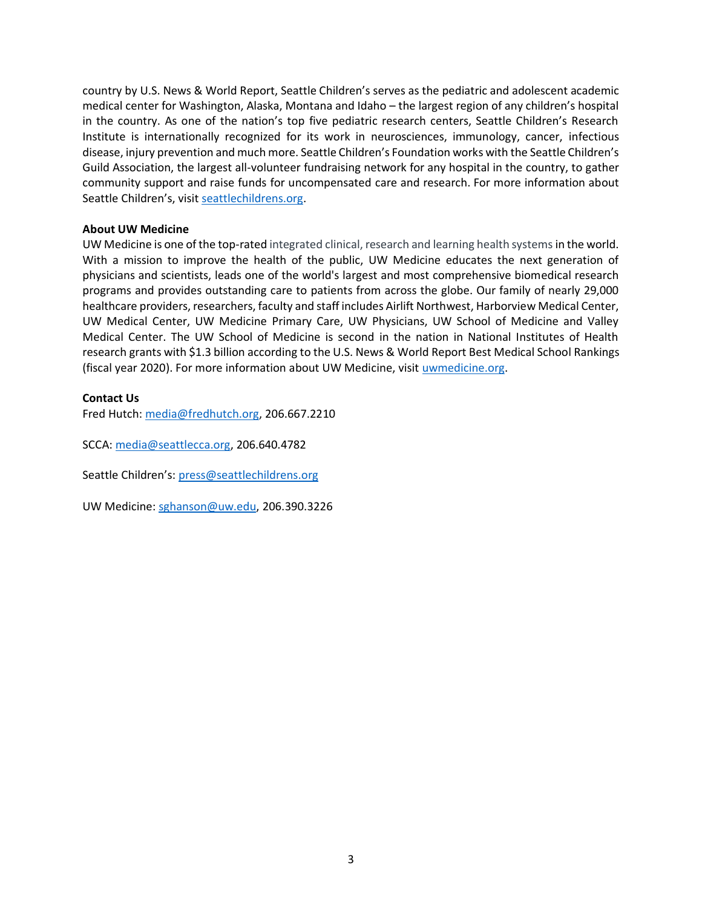country by U.S. News & World Report, Seattle Children's serves as the pediatric and adolescent academic medical center for Washington, Alaska, Montana and Idaho – the largest region of any children's hospital in the country. As one of the nation's top five pediatric research centers, Seattle Children's Research Institute is internationally recognized for its work in neurosciences, immunology, cancer, infectious disease, injury prevention and much more. Seattle Children's Foundation works with the Seattle Children's Guild Association, the largest all-volunteer fundraising network for any hospital in the country, to gather community support and raise funds for uncompensated care and research. For more information about Seattle Children's, visit [seattlechildrens.org](seattlechildrens.org).

**About UW Medicine**

UW Medicine is one of the top-rated integrated clinical, research and learning health systems in the world. With a mission to improve the health of the public, UW Medicine educates the next generation of physicians and scientists, leads one of the world's largest and most comprehensive biomedical research programs and provides outstanding care to patients from across the globe. Our family of nearly 29,000 healthcare providers, researchers, faculty and staff includes Airlift Northwest, Harborview Medical Center, UW Medical Center, UW Medicine Primary Care, UW Physicians, UW School of Medicine and Valley Medical Center. The UW School of Medicine is second in the nation in National Institutes of Health research grants with $1.3 billion according to the U.S. News & World Report Best Medical School Rankings (fiscal year 2020). For more information about UW Medicine, visit [uwmedicine.org](uwmedicine.org).

**Contact Us**

Fred Hutch: media@fredhutch.org, 206.667.2210

SCCA: media@seattlecca.org, 206.640.4782

Seattle Children's: press@seattlechildrens.org

UW Medicine: sghanson@uw.edu, 206.390.3226